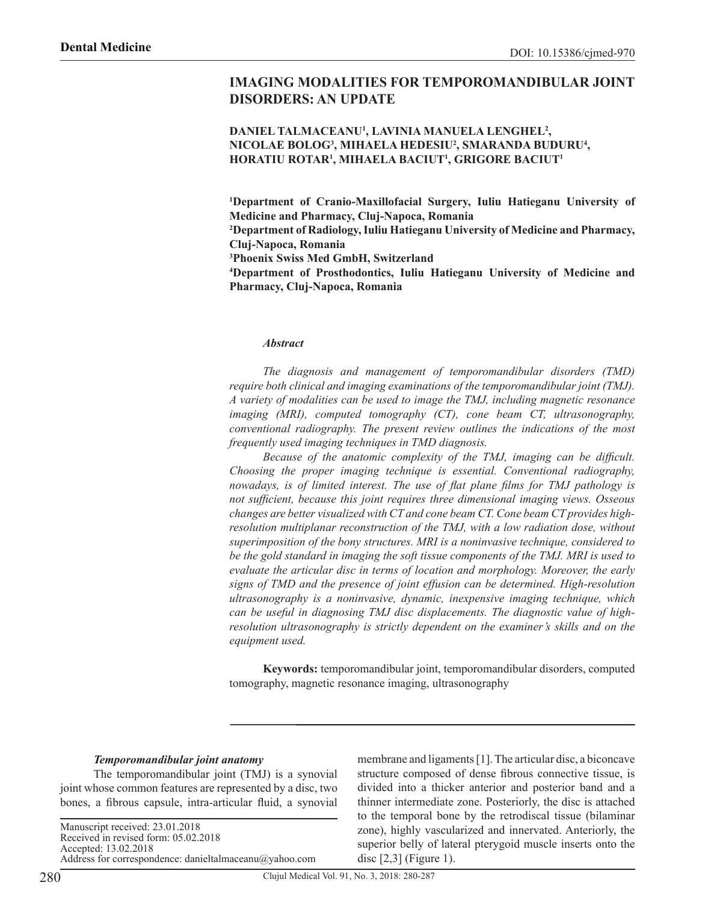Dental Medicine

DOI: 10.15386/cjmed-970

# IMAGING MODALITIES FOR TEMPOROMANDIBULAR JOINT DISORDERS: AN UPDATE

**DANIEL TALMACEANU[1], LAVINIA MANUELA LENGHEL[2], NICOLAE BOLOG[3], MIHAELA HEDESIU[2], SMARANDA BUDURU[4], HORATIU ROTAR[1], MIHAELA BACIUT[1], GRIGORE BACIUT[1]**

**[1]Department of Cranio-Maxillofacial Surgery, Iuliu Hatieganu University of Medicine and Pharmacy, Cluj-Napoca, Romania**
**[2]Department of Radiology, Iuliu Hatieganu University of Medicine and Pharmacy, Cluj-Napoca, Romania**
**[3]Phoenix Swiss Med GmbH, Switzerland**
**[4]Department of Prosthodontics, Iuliu Hatieganu University of Medicine and Pharmacy, Cluj-Napoca, Romania**

***Abstract***

*The diagnosis and management of temporomandibular disorders (TMD) require both clinical and imaging examinations of the temporomandibular joint (TMJ). A variety of modalities can be used to image the TMJ, including magnetic resonance imaging (MRI), computed tomography (CT), cone beam CT, ultrasonography, conventional radiography. The present review outlines the indications of the most frequently used imaging techniques in TMD diagnosis.*

*Because of the anatomic complexity of the TMJ, imaging can be difficult. Choosing the proper imaging technique is essential. Conventional radiography, nowadays, is of limited interest. The use of flat plane films for TMJ pathology is not sufficient, because this joint requires three dimensional imaging views. Osseous changes are better visualized with CT and cone beam CT. Cone beam CT provides high-resolution multiplanar reconstruction of the TMJ, with a low radiation dose, without superimposition of the bony structures. MRI is a noninvasive technique, considered to be the gold standard in imaging the soft tissue components of the TMJ. MRI is used to evaluate the articular disc in terms of location and morphology. Moreover, the early signs of TMD and the presence of joint effusion can be determined. High-resolution ultrasonography is a noninvasive, dynamic, inexpensive imaging technique, which can be useful in diagnosing TMJ disc displacements. The diagnostic value of high-resolution ultrasonography is strictly dependent on the examiner's skills and on the equipment used.*

**Keywords:** temporomandibular joint, temporomandibular disorders, computed tomography, magnetic resonance imaging, ultrasonography

### *Temporomandibular joint anatomy*

The temporomandibular joint (TMJ) is a synovial joint whose common features are represented by a disc, two bones, a fibrous capsule, intra-articular fluid, a synovial membrane and ligaments [1]. The articular disc, a biconcave structure composed of dense fibrous connective tissue, is divided into a thicker anterior and posterior band and a thinner intermediate zone. Posteriorly, the disc is attached to the temporal bone by the retrodiscal tissue (bilaminar zone), highly vascularized and innervated. Anteriorly, the superior belly of lateral pterygoid muscle inserts onto the disc [2,3] (Figure 1).

Manuscript received: 23.01.2018
Received in revised form: 05.02.2018
Accepted: 13.02.2018
Address for correspondence: danieltalmaceanu@yahoo.com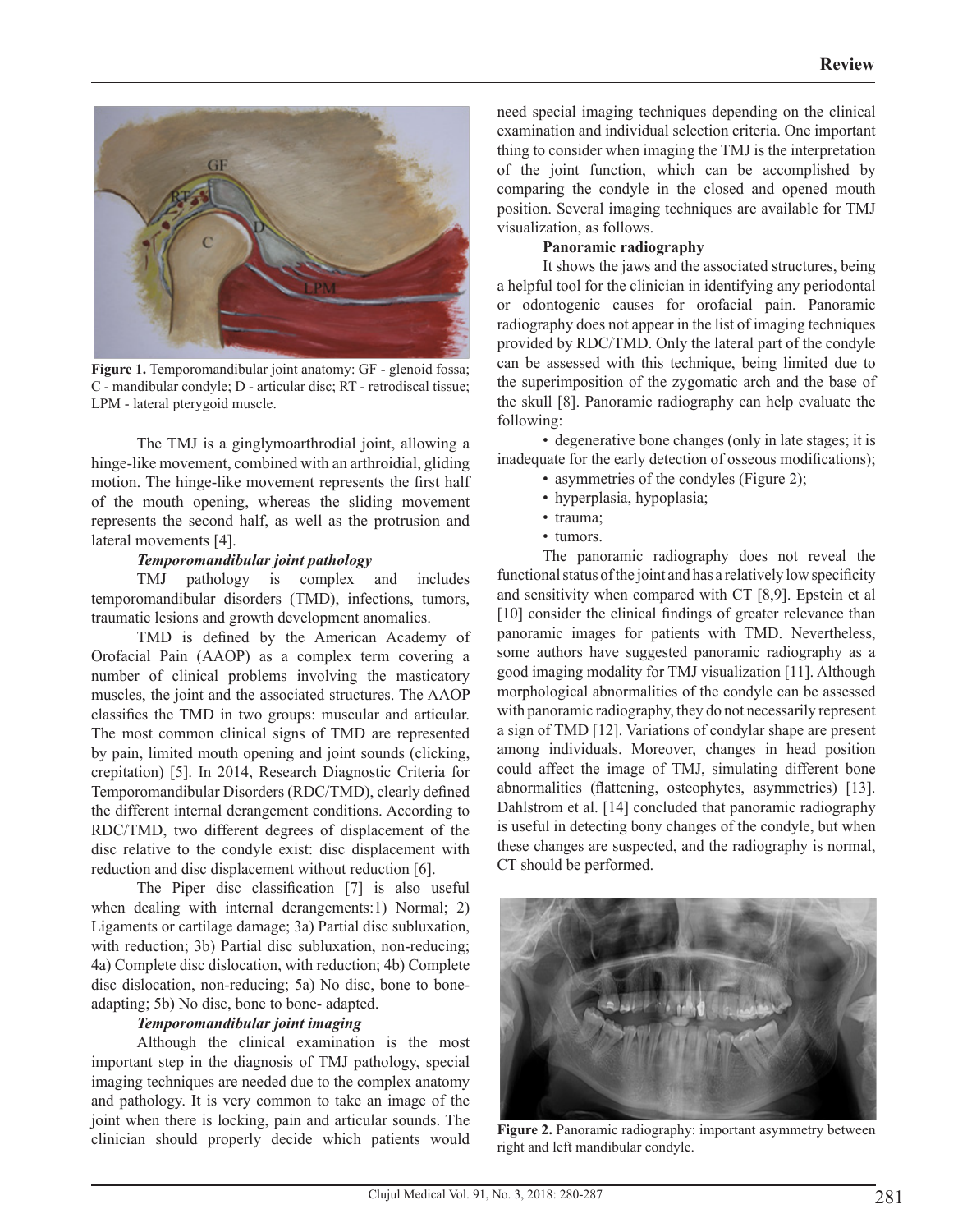Figure 1. Temporomandibular joint anatomy: GF - glenoid fossa; C - mandibular condyle; D - articular disc; RT - retrodiscal tissue; LPM - lateral pterygoid muscle.

The TMJ is a ginglymoarthrodial joint, allowing a hinge-like movement, combined with an arthroidial, gliding motion. The hinge-like movement represents the first half of the mouth opening, whereas the sliding movement represents the second half, as well as the protrusion and lateral movements [4].

### *Temporomandibular joint pathology*

TMJ pathology is complex and includes temporomandibular disorders (TMD), infections, tumors, traumatic lesions and growth development anomalies.

TMD is defined by the American Academy of Orofacial Pain (AAOP) as a complex term covering a number of clinical problems involving the masticatory muscles, the joint and the associated structures. The AAOP classifies the TMD in two groups: muscular and articular. The most common clinical signs of TMD are represented by pain, limited mouth opening and joint sounds (clicking, crepitation) [5]. In 2014, Research Diagnostic Criteria for Temporomandibular Disorders (RDC/TMD), clearly defined the different internal derangement conditions. According to RDC/TMD, two different degrees of displacement of the disc relative to the condyle exist: disc displacement with reduction and disc displacement without reduction [6].

The Piper disc classification [7] is also useful when dealing with internal derangements:1) Normal; 2) Ligaments or cartilage damage; 3a) Partial disc subluxation, with reduction; 3b) Partial disc subluxation, non-reducing; 4a) Complete disc dislocation, with reduction; 4b) Complete disc dislocation, non-reducing; 5a) No disc, bone to bone-adapting; 5b) No disc, bone to bone- adapted.

### *Temporomandibular joint imaging*

Although the clinical examination is the most important step in the diagnosis of TMJ pathology, special imaging techniques are needed due to the complex anatomy and pathology. It is very common to take an image of the joint when there is locking, pain and articular sounds. The clinician should properly decide which patients would need special imaging techniques depending on the clinical examination and individual selection criteria. One important thing to consider when imaging the TMJ is the interpretation of the joint function, which can be accomplished by comparing the condyle in the closed and opened mouth position. Several imaging techniques are available for TMJ visualization, as follows.

#### **Panoramic radiography**

It shows the jaws and the associated structures, being a helpful tool for the clinician in identifying any periodontal or odontogenic causes for orofacial pain. Panoramic radiography does not appear in the list of imaging techniques provided by RDC/TMD. Only the lateral part of the condyle can be assessed with this technique, being limited due to the superimposition of the zygomatic arch and the base of the skull [8]. Panoramic radiography can help evaluate the following:

- degenerative bone changes (only in late stages; it is inadequate for the early detection of osseous modifications);
- asymmetries of the condyles (Figure 2);
- hyperplasia, hypoplasia;
- trauma;
- tumors.

The panoramic radiography does not reveal the functional status of the joint and has a relatively low specificity and sensitivity when compared with CT [8,9]. Epstein et al [10] consider the clinical findings of greater relevance than panoramic images for patients with TMD. Nevertheless, some authors have suggested panoramic radiography as a good imaging modality for TMJ visualization [11]. Although morphological abnormalities of the condyle can be assessed with panoramic radiography, they do not necessarily represent a sign of TMD [12]. Variations of condylar shape are present among individuals. Moreover, changes in head position could affect the image of TMJ, simulating different bone abnormalities (flattening, osteophytes, asymmetries) [13]. Dahlstrom et al. [14] concluded that panoramic radiography is useful in detecting bony changes of the condyle, but when these changes are suspected, and the radiography is normal, CT should be performed.

Figure 2. Panoramic radiography: important asymmetry between right and left mandibular condyle.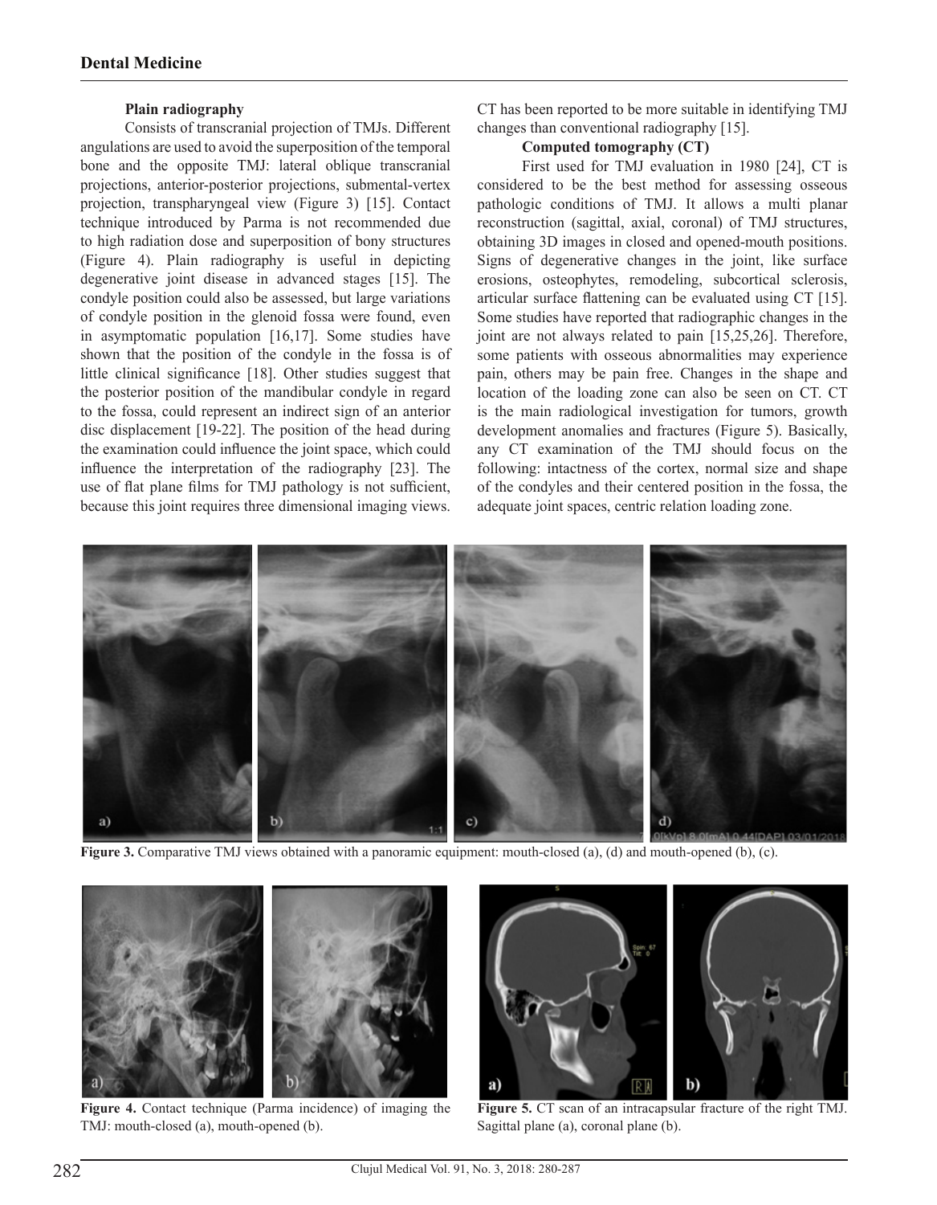### Plain radiography

Consists of transcranial projection of TMJs. Different angulations are used to avoid the superposition of the temporal bone and the opposite TMJ: lateral oblique transcranial projections, anterior-posterior projections, submental-vertex projection, transpharyngeal view (Figure 3) [15]. Contact technique introduced by Parma is not recommended due to high radiation dose and superposition of bony structures (Figure 4). Plain radiography is useful in depicting degenerative joint disease in advanced stages [15]. The condyle position could also be assessed, but large variations of condyle position in the glenoid fossa were found, even in asymptomatic population [16,17]. Some studies have shown that the position of the condyle in the fossa is of little clinical significance [18]. Other studies suggest that the posterior position of the mandibular condyle in regard to the fossa, could represent an indirect sign of an anterior disc displacement [19-22]. The position of the head during the examination could influence the joint space, which could influence the interpretation of the radiography [23]. The use of flat plane films for TMJ pathology is not sufficient, because this joint requires three dimensional imaging views. CT has been reported to be more suitable in identifying TMJ changes than conventional radiography [15].

### Computed tomography (CT)

First used for TMJ evaluation in 1980 [24], CT is considered to be the best method for assessing osseous pathologic conditions of TMJ. It allows a multi planar reconstruction (sagittal, axial, coronal) of TMJ structures, obtaining 3D images in closed and opened-mouth positions. Signs of degenerative changes in the joint, like surface erosions, osteophytes, remodeling, subcortical sclerosis, articular surface flattening can be evaluated using CT [15]. Some studies have reported that radiographic changes in the joint are not always related to pain [15,25,26]. Therefore, some patients with osseous abnormalities may experience pain, others may be pain free. Changes in the shape and location of the loading zone can also be seen on CT. CT is the main radiological investigation for tumors, growth development anomalies and fractures (Figure 5). Basically, any CT examination of the TMJ should focus on the following: intactness of the cortex, normal size and shape of the condyles and their centered position in the fossa, the adequate joint spaces, centric relation loading zone.

**Figure 3.** Comparative TMJ views obtained with a panoramic equipment: mouth-closed (a), (d) and mouth-opened (b), (c).

**Figure 4.** Contact technique (Parma incidence) of imaging the TMJ: mouth-closed (a), mouth-opened (b).

**Figure 5.** CT scan of an intracapsular fracture of the right TMJ. Sagittal plane (a), coronal plane (b).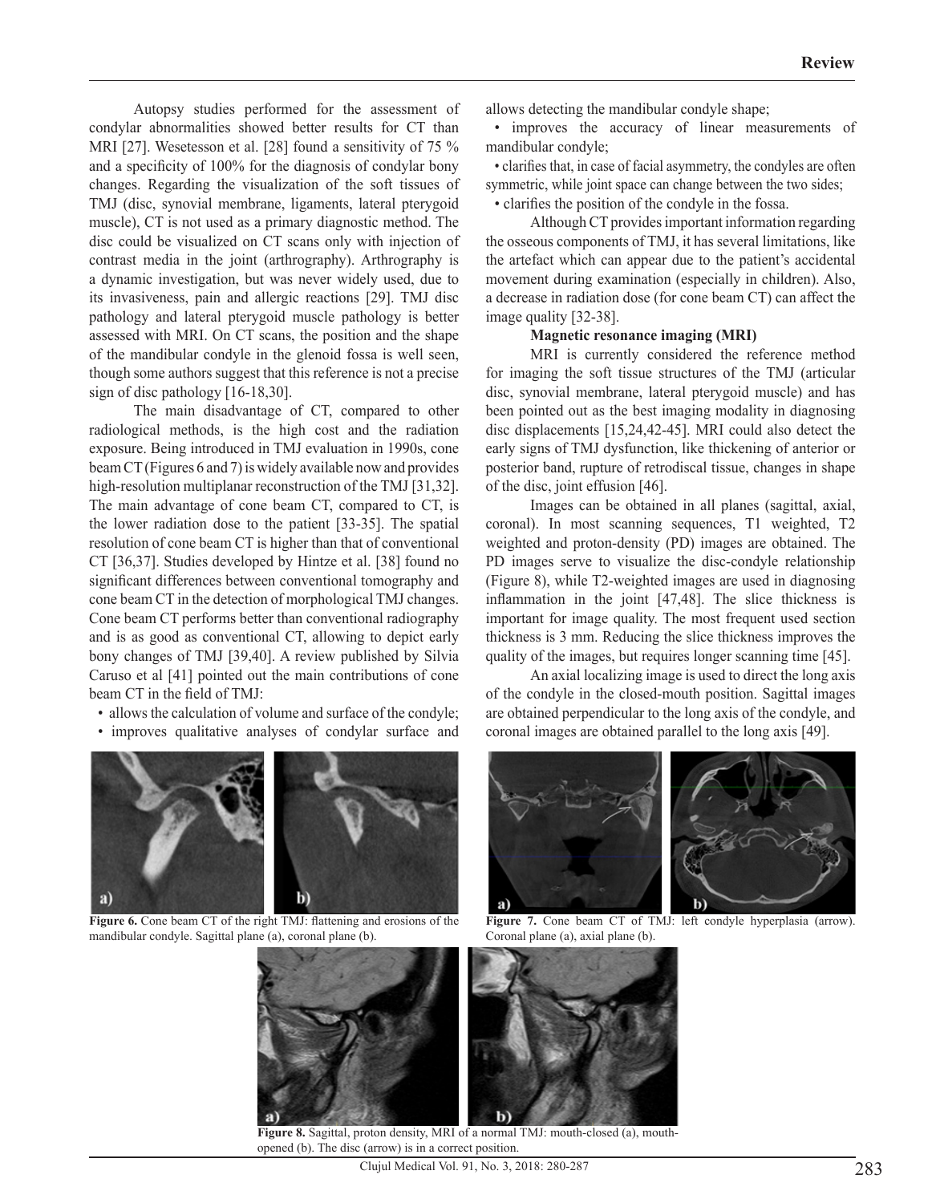Autopsy studies performed for the assessment of condylar abnormalities showed better results for CT than MRI [27]. Wesetesson et al. [28] found a sensitivity of 75 % and a specificity of 100% for the diagnosis of condylar bony changes. Regarding the visualization of the soft tissues of TMJ (disc, synovial membrane, ligaments, lateral pterygoid muscle), CT is not used as a primary diagnostic method. The disc could be visualized on CT scans only with injection of contrast media in the joint (arthrography). Arthrography is a dynamic investigation, but was never widely used, due to its invasiveness, pain and allergic reactions [29]. TMJ disc pathology and lateral pterygoid muscle pathology is better assessed with MRI. On CT scans, the position and the shape of the mandibular condyle in the glenoid fossa is well seen, though some authors suggest that this reference is not a precise sign of disc pathology [16-18,30].

The main disadvantage of CT, compared to other radiological methods, is the high cost and the radiation exposure. Being introduced in TMJ evaluation in 1990s, cone beam CT (Figures 6 and 7) is widely available now and provides high-resolution multiplanar reconstruction of the TMJ [31,32]. The main advantage of cone beam CT, compared to CT, is the lower radiation dose to the patient [33-35]. The spatial resolution of cone beam CT is higher than that of conventional CT [36,37]. Studies developed by Hintze et al. [38] found no significant differences between conventional tomography and cone beam CT in the detection of morphological TMJ changes. Cone beam CT performs better than conventional radiography and is as good as conventional CT, allowing to depict early bony changes of TMJ [39,40]. A review published by Silvia Caruso et al [41] pointed out the main contributions of cone beam CT in the field of TMJ:

- allows the calculation of volume and surface of the condyle;
- improves qualitative analyses of condylar surface and allows detecting the mandibular condyle shape;
- improves the accuracy of linear measurements of mandibular condyle;
- clarifies that, in case of facial asymmetry, the condyles are often symmetric, while joint space can change between the two sides;
- clarifies the position of the condyle in the fossa.

Although CT provides important information regarding the osseous components of TMJ, it has several limitations, like the artefact which can appear due to the patient's accidental movement during examination (especially in children). Also, a decrease in radiation dose (for cone beam CT) can affect the image quality [32-38].

**Magnetic resonance imaging (MRI)**

MRI is currently considered the reference method for imaging the soft tissue structures of the TMJ (articular disc, synovial membrane, lateral pterygoid muscle) and has been pointed out as the best imaging modality in diagnosing disc displacements [15,24,42-45]. MRI could also detect the early signs of TMJ dysfunction, like thickening of anterior or posterior band, rupture of retrodiscal tissue, changes in shape of the disc, joint effusion [46].

Images can be obtained in all planes (sagittal, axial, coronal). In most scanning sequences, T1 weighted, T2 weighted and proton-density (PD) images are obtained. The PD images serve to visualize the disc-condyle relationship (Figure 8), while T2-weighted images are used in diagnosing inflammation in the joint [47,48]. The slice thickness is important for image quality. The most frequent used section thickness is 3 mm. Reducing the slice thickness improves the quality of the images, but requires longer scanning time [45].

An axial localizing image is used to direct the long axis of the condyle in the closed-mouth position. Sagittal images are obtained perpendicular to the long axis of the condyle, and coronal images are obtained parallel to the long axis [49].

**Figure 6.** Cone beam CT of the right TMJ: flattening and erosions of the mandibular condyle. Sagittal plane (a), coronal plane (b).

**Figure 7.** Cone beam CT of TMJ: left condyle hyperplasia (arrow). Coronal plane (a), axial plane (b).

**Figure 8.** Sagittal, proton density, MRI of a normal TMJ: mouth-closed (a), mouth-opened (b). The disc (arrow) is in a correct position.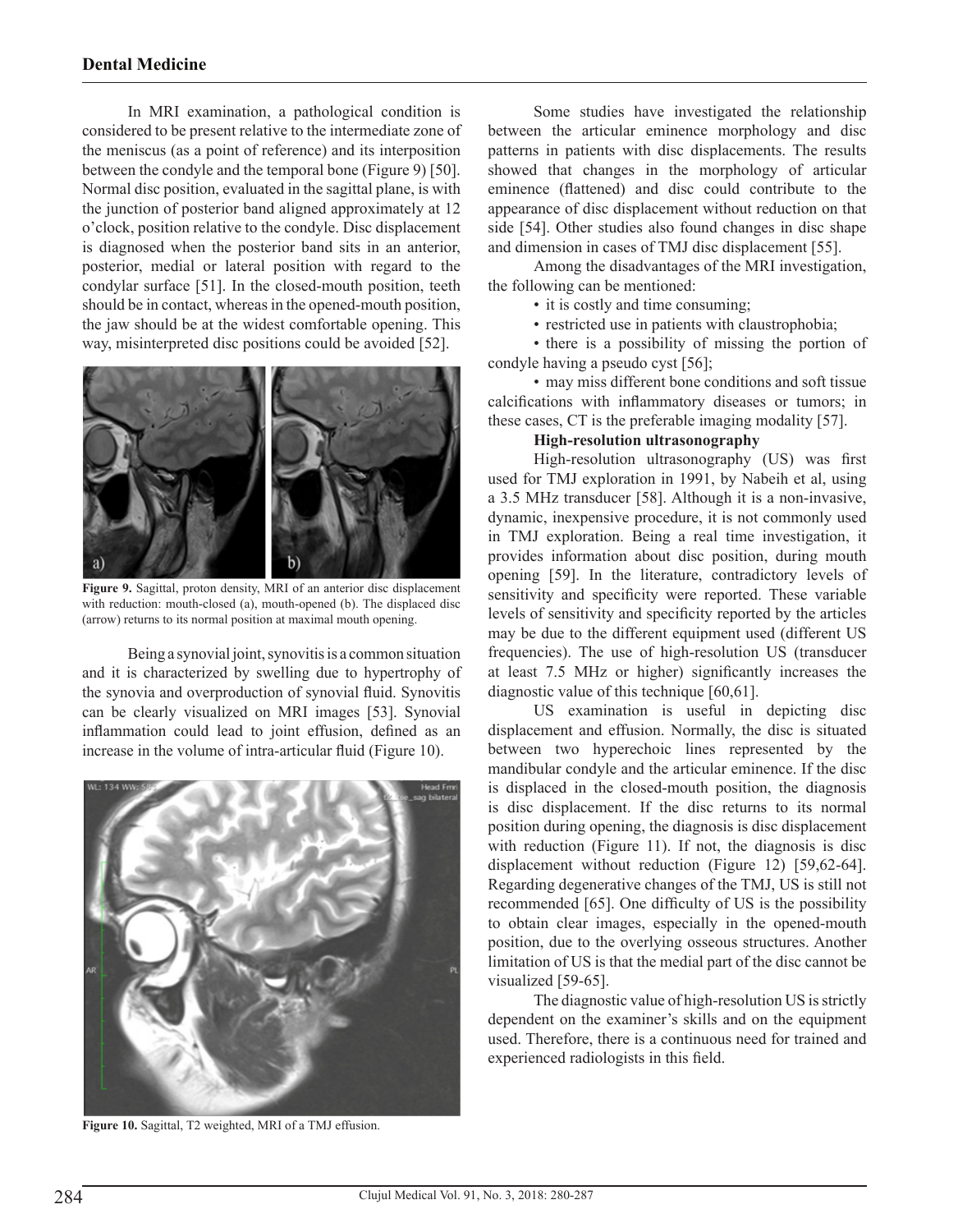In MRI examination, a pathological condition is considered to be present relative to the intermediate zone of the meniscus (as a point of reference) and its interposition between the condyle and the temporal bone (Figure 9) [50]. Normal disc position, evaluated in the sagittal plane, is with the junction of posterior band aligned approximately at 12 o'clock, position relative to the condyle. Disc displacement is diagnosed when the posterior band sits in an anterior, posterior, medial or lateral position with regard to the condylar surface [51]. In the closed-mouth position, teeth should be in contact, whereas in the opened-mouth position, the jaw should be at the widest comfortable opening. This way, misinterpreted disc positions could be avoided [52].

**Figure 9.** Sagittal, proton density, MRI of an anterior disc displacement with reduction: mouth-closed (a), mouth-opened (b). The displaced disc (arrow) returns to its normal position at maximal mouth opening.

Being a synovial joint, synovitis is a common situation and it is characterized by swelling due to hypertrophy of the synovia and overproduction of synovial fluid. Synovitis can be clearly visualized on MRI images [53]. Synovial inflammation could lead to joint effusion, defined as an increase in the volume of intra-articular fluid (Figure 10).

**Figure 10.** Sagittal, T2 weighted, MRI of a TMJ effusion.

Some studies have investigated the relationship between the articular eminence morphology and disc patterns in patients with disc displacements. The results showed that changes in the morphology of articular eminence (flattened) and disc could contribute to the appearance of disc displacement without reduction on that side [54]. Other studies also found changes in disc shape and dimension in cases of TMJ disc displacement [55].

Among the disadvantages of the MRI investigation, the following can be mentioned:

- it is costly and time consuming;
- restricted use in patients with claustrophobia;
- there is a possibility of missing the portion of condyle having a pseudo cyst [56];
- may miss different bone conditions and soft tissue calcifications with inflammatory diseases or tumors; in these cases, CT is the preferable imaging modality [57].

**High-resolution ultrasonography**

High-resolution ultrasonography (US) was first used for TMJ exploration in 1991, by Nabeih et al, using a 3.5 MHz transducer [58]. Although it is a non-invasive, dynamic, inexpensive procedure, it is not commonly used in TMJ exploration. Being a real time investigation, it provides information about disc position, during mouth opening [59]. In the literature, contradictory levels of sensitivity and specificity were reported. These variable levels of sensitivity and specificity reported by the articles may be due to the different equipment used (different US frequencies). The use of high-resolution US (transducer at least 7.5 MHz or higher) significantly increases the diagnostic value of this technique [60,61].

US examination is useful in depicting disc displacement and effusion. Normally, the disc is situated between two hyperechoic lines represented by the mandibular condyle and the articular eminence. If the disc is displaced in the closed-mouth position, the diagnosis is disc displacement. If the disc returns to its normal position during opening, the diagnosis is disc displacement with reduction (Figure 11). If not, the diagnosis is disc displacement without reduction (Figure 12) [59,62-64]. Regarding degenerative changes of the TMJ, US is still not recommended [65]. One difficulty of US is the possibility to obtain clear images, especially in the opened-mouth position, due to the overlying osseous structures. Another limitation of US is that the medial part of the disc cannot be visualized [59-65].

The diagnostic value of high-resolution US is strictly dependent on the examiner's skills and on the equipment used. Therefore, there is a continuous need for trained and experienced radiologists in this field.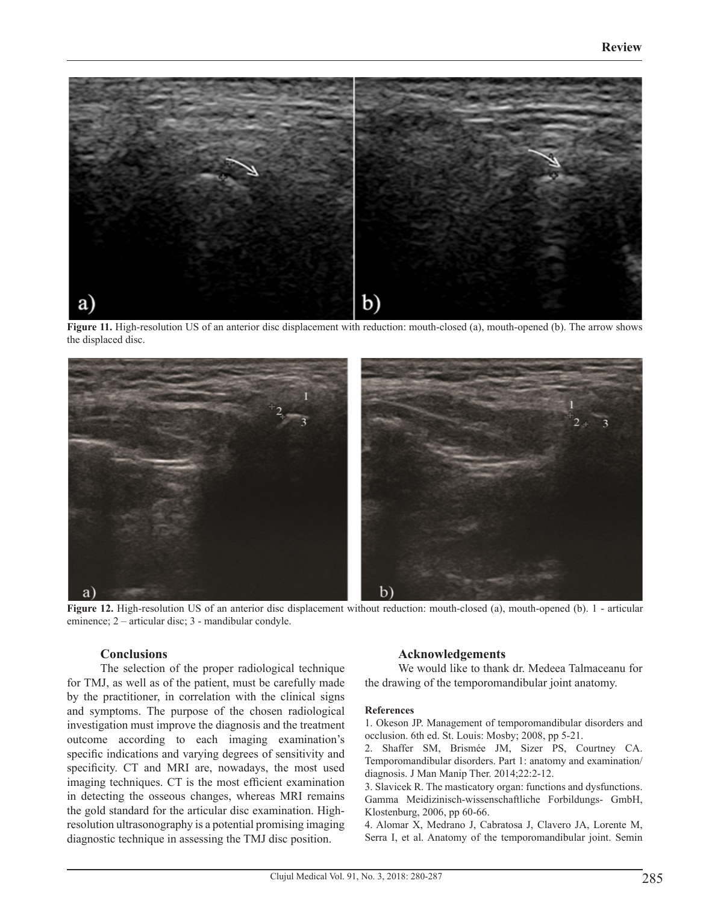**Figure 11.** High-resolution US of an anterior disc displacement with reduction: mouth-closed (a), mouth-opened (b). The arrow shows the displaced disc.

**Figure 12.** High-resolution US of an anterior disc displacement without reduction: mouth-closed (a), mouth-opened (b). 1 - articular eminence; 2 – articular disc; 3 - mandibular condyle.

## Conclusions

The selection of the proper radiological technique for TMJ, as well as of the patient, must be carefully made by the practitioner, in correlation with the clinical signs and symptoms. The purpose of the chosen radiological investigation must improve the diagnosis and the treatment outcome according to each imaging examination's specific indications and varying degrees of sensitivity and specificity. CT and MRI are, nowadays, the most used imaging techniques. CT is the most efficient examination in detecting the osseous changes, whereas MRI remains the gold standard for the articular disc examination. High-resolution ultrasonography is a potential promising imaging diagnostic technique in assessing the TMJ disc position.

## Acknowledgements

We would like to thank dr. Medeea Talmaceanu for the drawing of the temporomandibular joint anatomy.

### References

1. Okeson JP. Management of temporomandibular disorders and occlusion. 6th ed. St. Louis: Mosby; 2008, pp 5-21.
2. Shaffer SM, Brismée JM, Sizer PS, Courtney CA. Temporomandibular disorders. Part 1: anatomy and examination/diagnosis. J Man Manip Ther. 2014;22:2-12.
3. Slavicek R. The masticatory organ: functions and dysfunctions. Gamma Meidizinisch-wissenschaftliche Forbildungs- GmbH, Klostenburg, 2006, pp 60-66.
4. Alomar X, Medrano J, Cabratosa J, Clavero JA, Lorente M, Serra I, et al. Anatomy of the temporomandibular joint. Semin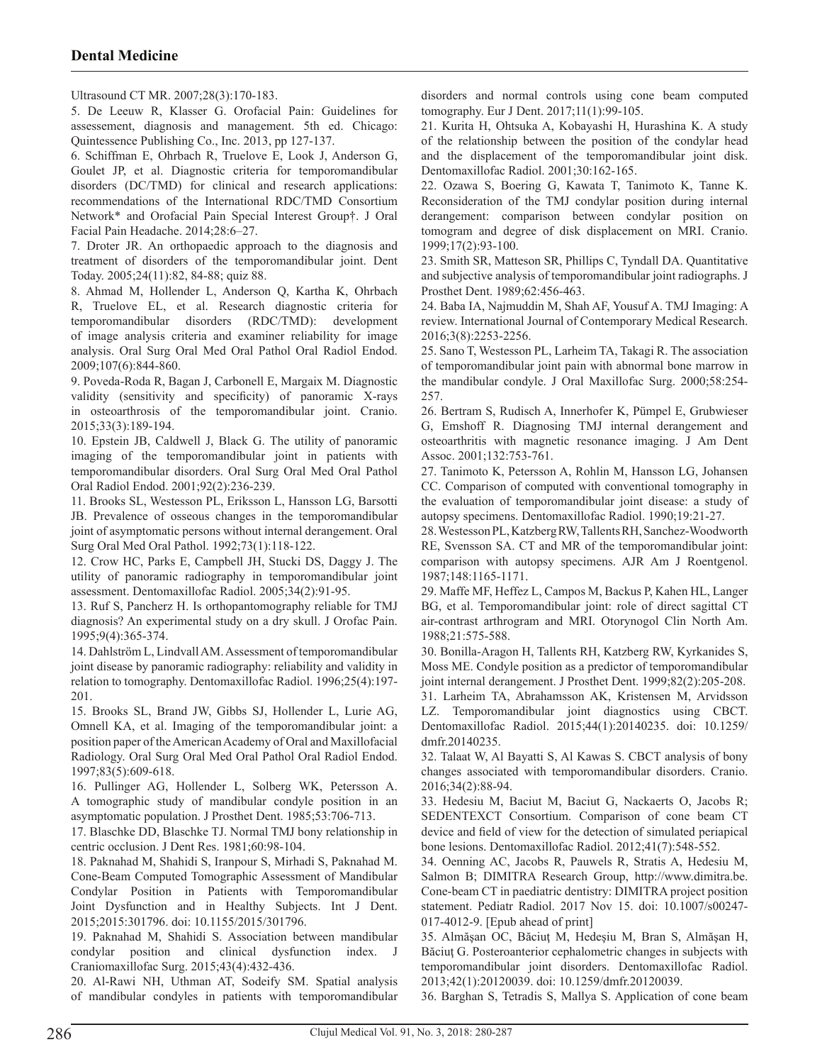Ultrasound CT MR. 2007;28(3):170-183.

5. De Leeuw R, Klasser G. Orofacial Pain: Guidelines for assessement, diagnosis and management. 5th ed. Chicago: Quintessence Publishing Co., Inc. 2013, pp 127-137.

6. Schiffman E, Ohrbach R, Truelove E, Look J, Anderson G, Goulet JP, et al. Diagnostic criteria for temporomandibular disorders (DC/TMD) for clinical and research applications: recommendations of the International RDC/TMD Consortium Network* and Orofacial Pain Special Interest Group†. J Oral Facial Pain Headache. 2014;28:6–27.

7. Droter JR. An orthopaedic approach to the diagnosis and treatment of disorders of the temporomandibular joint. Dent Today. 2005;24(11):82, 84-88; quiz 88.

8. Ahmad M, Hollender L, Anderson Q, Kartha K, Ohrbach R, Truelove EL, et al. Research diagnostic criteria for temporomandibular disorders (RDC/TMD): development of image analysis criteria and examiner reliability for image analysis. Oral Surg Oral Med Oral Pathol Oral Radiol Endod. 2009;107(6):844-860.

9. Poveda-Roda R, Bagan J, Carbonell E, Margaix M. Diagnostic validity (sensitivity and specificity) of panoramic X-rays in osteoarthrosis of the temporomandibular joint. Cranio. 2015;33(3):189-194.

10. Epstein JB, Caldwell J, Black G. The utility of panoramic imaging of the temporomandibular joint in patients with temporomandibular disorders. Oral Surg Oral Med Oral Pathol Oral Radiol Endod. 2001;92(2):236-239.

11. Brooks SL, Westesson PL, Eriksson L, Hansson LG, Barsotti JB. Prevalence of osseous changes in the temporomandibular joint of asymptomatic persons without internal derangement. Oral Surg Oral Med Oral Pathol. 1992;73(1):118-122.

12. Crow HC, Parks E, Campbell JH, Stucki DS, Daggy J. The utility of panoramic radiography in temporomandibular joint assessment. Dentomaxillofac Radiol. 2005;34(2):91-95.

13. Ruf S, Pancherz H. Is orthopantomography reliable for TMJ diagnosis? An experimental study on a dry skull. J Orofac Pain. 1995;9(4):365-374.

14. Dahlström L, Lindvall AM. Assessment of temporomandibular joint disease by panoramic radiography: reliability and validity in relation to tomography. Dentomaxillofac Radiol. 1996;25(4):197-201.

15. Brooks SL, Brand JW, Gibbs SJ, Hollender L, Lurie AG, Omnell KA, et al. Imaging of the temporomandibular joint: a position paper of the American Academy of Oral and Maxillofacial Radiology. Oral Surg Oral Med Oral Pathol Oral Radiol Endod. 1997;83(5):609-618.

16. Pullinger AG, Hollender L, Solberg WK, Petersson A. A tomographic study of mandibular condyle position in an asymptomatic population. J Prosthet Dent. 1985;53:706-713.

17. Blaschke DD, Blaschke TJ. Normal TMJ bony relationship in centric occlusion. J Dent Res. 1981;60:98-104.

18. Paknahad M, Shahidi S, Iranpour S, Mirhadi S, Paknahad M. Cone-Beam Computed Tomographic Assessment of Mandibular Condylar Position in Patients with Temporomandibular Joint Dysfunction and in Healthy Subjects. Int J Dent. 2015;2015:301796. doi: 10.1155/2015/301796.

19. Paknahad M, Shahidi S. Association between mandibular condylar position and clinical dysfunction index. J Craniomaxillofac Surg. 2015;43(4):432-436.

20. Al-Rawi NH, Uthman AT, Sodeify SM. Spatial analysis of mandibular condyles in patients with temporomandibular disorders and normal controls using cone beam computed tomography. Eur J Dent. 2017;11(1):99-105.

21. Kurita H, Ohtsuka A, Kobayashi H, Hurashina K. A study of the relationship between the position of the condylar head and the displacement of the temporomandibular joint disk. Dentomaxillofac Radiol. 2001;30:162-165.

22. Ozawa S, Boering G, Kawata T, Tanimoto K, Tanne K. Reconsideration of the TMJ condylar position during internal derangement: comparison between condylar position on tomogram and degree of disk displacement on MRI. Cranio. 1999;17(2):93-100.

23. Smith SR, Matteson SR, Phillips C, Tyndall DA. Quantitative and subjective analysis of temporomandibular joint radiographs. J Prosthet Dent. 1989;62:456-463.

24. Baba IA, Najmuddin M, Shah AF, Yousuf A. TMJ Imaging: A review. International Journal of Contemporary Medical Research. 2016;3(8):2253-2256.

25. Sano T, Westesson PL, Larheim TA, Takagi R. The association of temporomandibular joint pain with abnormal bone marrow in the mandibular condyle. J Oral Maxillofac Surg. 2000;58:254-257.

26. Bertram S, Rudisch A, Innerhofer K, Pümpel E, Grubwieser G, Emshoff R. Diagnosing TMJ internal derangement and osteoarthritis with magnetic resonance imaging. J Am Dent Assoc. 2001;132:753-761.

27. Tanimoto K, Petersson A, Rohlin M, Hansson LG, Johansen CC. Comparison of computed with conventional tomography in the evaluation of temporomandibular joint disease: a study of autopsy specimens. Dentomaxillofac Radiol. 1990;19:21-27.

28. Westesson PL, Katzberg RW, Tallents RH, Sanchez-Woodworth RE, Svensson SA. CT and MR of the temporomandibular joint: comparison with autopsy specimens. AJR Am J Roentgenol. 1987;148:1165-1171.

29. Maffe MF, Heffez L, Campos M, Backus P, Kahen HL, Langer BG, et al. Temporomandibular joint: role of direct sagittal CT air-contrast arthrogram and MRI. Otorynogol Clin North Am. 1988;21:575-588.

30. Bonilla-Aragon H, Tallents RH, Katzberg RW, Kyrkanides S, Moss ME. Condyle position as a predictor of temporomandibular joint internal derangement. J Prosthet Dent. 1999;82(2):205-208.

31. Larheim TA, Abrahamsson AK, Kristensen M, Arvidsson LZ. Temporomandibular joint diagnostics using CBCT. Dentomaxillofac Radiol. 2015;44(1):20140235. doi: 10.1259/dmfr.20140235.

32. Talaat W, Al Bayatti S, Al Kawas S. CBCT analysis of bony changes associated with temporomandibular disorders. Cranio. 2016;34(2):88-94.

33. Hedesiu M, Baciut M, Baciut G, Nackaerts O, Jacobs R; SEDENTEXCT Consortium. Comparison of cone beam CT device and field of view for the detection of simulated periapical bone lesions. Dentomaxillofac Radiol. 2012;41(7):548-552.

34. Oenning AC, Jacobs R, Pauwels R, Stratis A, Hedesiu M, Salmon B; DIMITRA Research Group, http://www.dimitra.be. Cone-beam CT in paediatric dentistry: DIMITRA project position statement. Pediatr Radiol. 2017 Nov 15. doi: 10.1007/s00247-017-4012-9. [Epub ahead of print]

35. Almăşan OC, Băciuţ M, Hedeşiu M, Bran S, Almăşan H, Băciuţ G. Posteroanterior cephalometric changes in subjects with temporomandibular joint disorders. Dentomaxillofac Radiol. 2013;42(1):20120039. doi: 10.1259/dmfr.20120039.

36. Barghan S, Tetradis S, Mallya S. Application of cone beam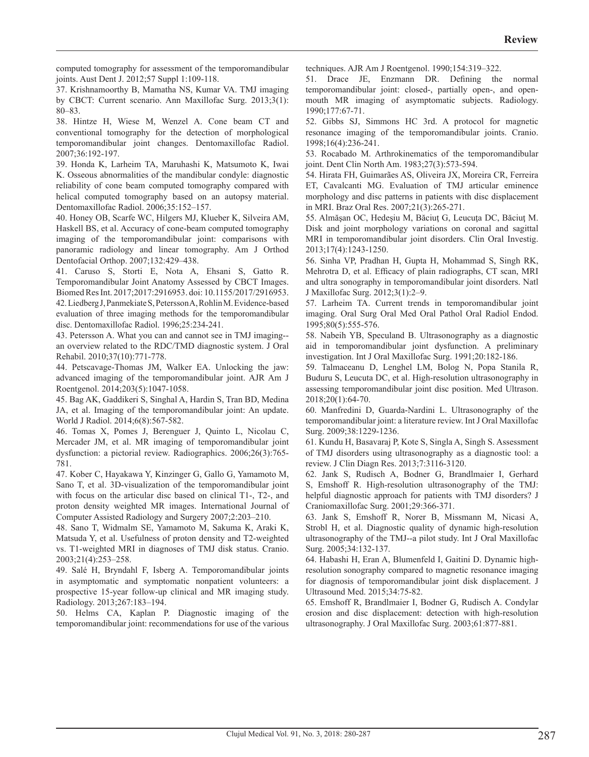computed tomography for assessment of the temporomandibular joints. Aust Dent J. 2012;57 Suppl 1:109-118.

37. Krishnamoorthy B, Mamatha NS, Kumar VA. TMJ imaging by CBCT: Current scenario. Ann Maxillofac Surg. 2013;3(1): 80–83.

38. Hintze H, Wiese M, Wenzel A. Cone beam CT and conventional tomography for the detection of morphological temporomandibular joint changes. Dentomaxillofac Radiol. 2007;36:192-197.

39. Honda K, Larheim TA, Maruhashi K, Matsumoto K, Iwai K. Osseous abnormalities of the mandibular condyle: diagnostic reliability of cone beam computed tomography compared with helical computed tomography based on an autopsy material. Dentomaxillofac Radiol. 2006;35:152–157.

40. Honey OB, Scarfe WC, Hilgers MJ, Klueber K, Silveira AM, Haskell BS, et al. Accuracy of cone-beam computed tomography imaging of the temporomandibular joint: comparisons with panoramic radiology and linear tomography. Am J Orthod Dentofacial Orthop. 2007;132:429–438.

41. Caruso S, Storti E, Nota A, Ehsani S, Gatto R. Temporomandibular Joint Anatomy Assessed by CBCT Images. Biomed Res Int. 2017;2017:2916953. doi: 10.1155/2017/2916953.

42. Liedberg J, Panmekiate S, Petersson A, Rohlin M. Evidence-based evaluation of three imaging methods for the temporomandibular disc. Dentomaxillofac Radiol. 1996;25:234-241.

43. Petersson A. What you can and cannot see in TMJ imaging--an overview related to the RDC/TMD diagnostic system. J Oral Rehabil. 2010;37(10):771-778.

44. Petscavage-Thomas JM, Walker EA. Unlocking the jaw: advanced imaging of the temporomandibular joint. AJR Am J Roentgenol. 2014;203(5):1047-1058.

45. Bag AK, Gaddikeri S, Singhal A, Hardin S, Tran BD, Medina JA, et al. Imaging of the temporomandibular joint: An update. World J Radiol. 2014;6(8):567-582.

46. Tomas X, Pomes J, Berenguer J, Quinto L, Nicolau C, Mercader JM, et al. MR imaging of temporomandibular joint dysfunction: a pictorial review. Radiographics. 2006;26(3):765-781.

47. Kober C, Hayakawa Y, Kinzinger G, Gallo G, Yamamoto M, Sano T, et al. 3D-visualization of the temporomandibular joint with focus on the articular disc based on clinical T1-, T2-, and proton density weighted MR images. International Journal of Computer Assisted Radiology and Surgery 2007;2:203–210.

48. Sano T, Widmalm SE, Yamamoto M, Sakuma K, Araki K, Matsuda Y, et al. Usefulness of proton density and T2-weighted vs. T1-weighted MRI in diagnoses of TMJ disk status. Cranio. 2003;21(4):253–258.

49. Salé H, Bryndahl F, Isberg A. Temporomandibular joints in asymptomatic and symptomatic nonpatient volunteers: a prospective 15-year follow-up clinical and MR imaging study. Radiology. 2013;267:183–194.

50. Helms CA, Kaplan P. Diagnostic imaging of the temporomandibular joint: recommendations for use of the various techniques. AJR Am J Roentgenol. 1990;154:319–322.

51. Drace JE, Enzmann DR. Defining the normal temporomandibular joint: closed-, partially open-, and open-mouth MR imaging of asymptomatic subjects. Radiology. 1990;177:67-71.

52. Gibbs SJ, Simmons HC 3rd. A protocol for magnetic resonance imaging of the temporomandibular joints. Cranio. 1998;16(4):236-241.

53. Rocabado M. Arthrokinematics of the temporomandibular joint. Dent Clin North Am. 1983;27(3):573-594.

54. Hirata FH, Guimarães AS, Oliveira JX, Moreira CR, Ferreira ET, Cavalcanti MG. Evaluation of TMJ articular eminence morphology and disc patterns in patients with disc displacement in MRI. Braz Oral Res. 2007;21(3):265-271.

55. Almăşan OC, Hedeşiu M, Băciuţ G, Leucuţa DC, Băciuţ M. Disk and joint morphology variations on coronal and sagittal MRI in temporomandibular joint disorders. Clin Oral Investig. 2013;17(4):1243-1250.

56. Sinha VP, Pradhan H, Gupta H, Mohammad S, Singh RK, Mehrotra D, et al. Efficacy of plain radiographs, CT scan, MRI and ultra sonography in temporomandibular joint disorders. Natl J Maxillofac Surg. 2012;3(1):2–9.

57. Larheim TA. Current trends in temporomandibular joint imaging. Oral Surg Oral Med Oral Pathol Oral Radiol Endod. 1995;80(5):555-576.

58. Nabeih YB, Speculand B. Ultrasonography as a diagnostic aid in temporomandibular joint dysfunction. A preliminary investigation. Int J Oral Maxillofac Surg. 1991;20:182-186.

59. Talmaceanu D, Lenghel LM, Bolog N, Popa Stanila R, Buduru S, Leucuta DC, et al. High-resolution ultrasonography in assessing temporomandibular joint disc position. Med Ultrason. 2018;20(1):64-70.

60. Manfredini D, Guarda-Nardini L. Ultrasonography of the temporomandibular joint: a literature review. Int J Oral Maxillofac Surg. 2009;38:1229-1236.

61. Kundu H, Basavaraj P, Kote S, Singla A, Singh S. Assessment of TMJ disorders using ultrasonography as a diagnostic tool: a review. J Clin Diagn Res. 2013;7:3116-3120.

62. Jank S, Rudisch A, Bodner G, Brandlmaier I, Gerhard S, Emshoff R. High-resolution ultrasonography of the TMJ: helpful diagnostic approach for patients with TMJ disorders? J Craniomaxillofac Surg. 2001;29:366-371.

63. Jank S, Emshoff R, Norer B, Missmann M, Nicasi A, Strobl H, et al. Diagnostic quality of dynamic high-resolution ultrasonography of the TMJ--a pilot study. Int J Oral Maxillofac Surg. 2005;34:132-137.

64. Habashi H, Eran A, Blumenfeld I, Gaitini D. Dynamic high-resolution sonography compared to magnetic resonance imaging for diagnosis of temporomandibular joint disk displacement. J Ultrasound Med. 2015;34:75-82.

65. Emshoff R, Brandlmaier I, Bodner G, Rudisch A. Condylar erosion and disc displacement: detection with high-resolution ultrasonography. J Oral Maxillofac Surg. 2003;61:877-881.